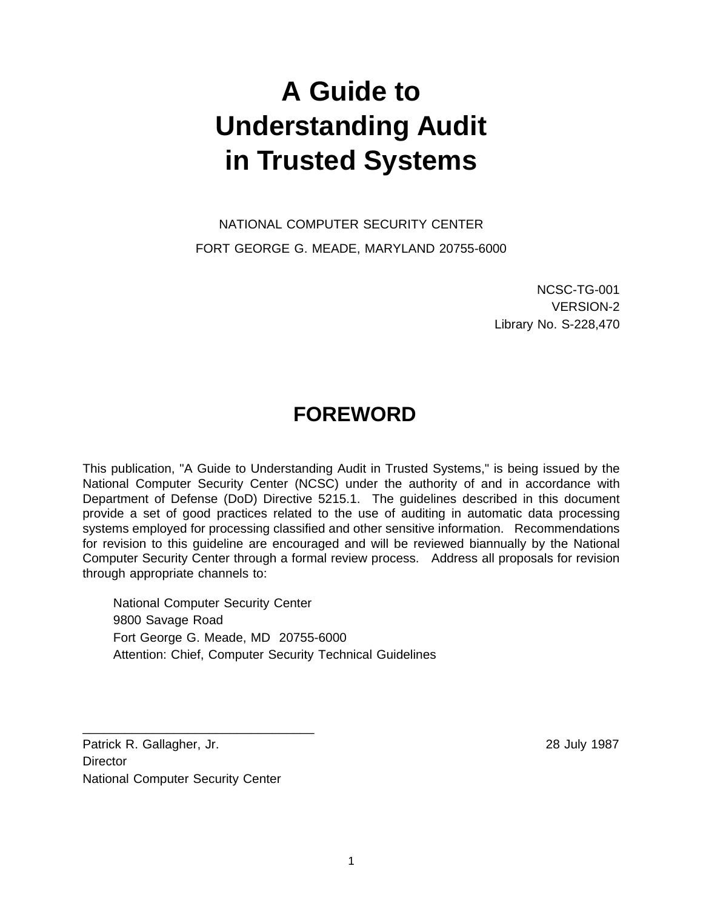# A Guide to Understanding Audit in Trusted Systems

NATIONAL COMPUTER SECURITY CENTER

FORT GEORGE G. MEADE, MARYLAND 20755-6000

NCSC-TG-001
VERSION-2
Library No. S-228,470

## FOREWORD

This publication, "A Guide to Understanding Audit in Trusted Systems," is being issued by the National Computer Security Center (NCSC) under the authority of and in accordance with Department of Defense (DoD) Directive 5215.1. The guidelines described in this document provide a set of good practices related to the use of auditing in automatic data processing systems employed for processing classified and other sensitive information. Recommendations for revision to this guideline are encouraged and will be reviewed biannually by the National Computer Security Center through a formal review process. Address all proposals for revision through appropriate channels to:

National Computer Security Center
9800 Savage Road
Fort George G. Meade, MD 20755-6000
Attention: Chief, Computer Security Technical Guidelines

Patrick R. Gallagher, Jr.
Director
National Computer Security Center

28 July 1987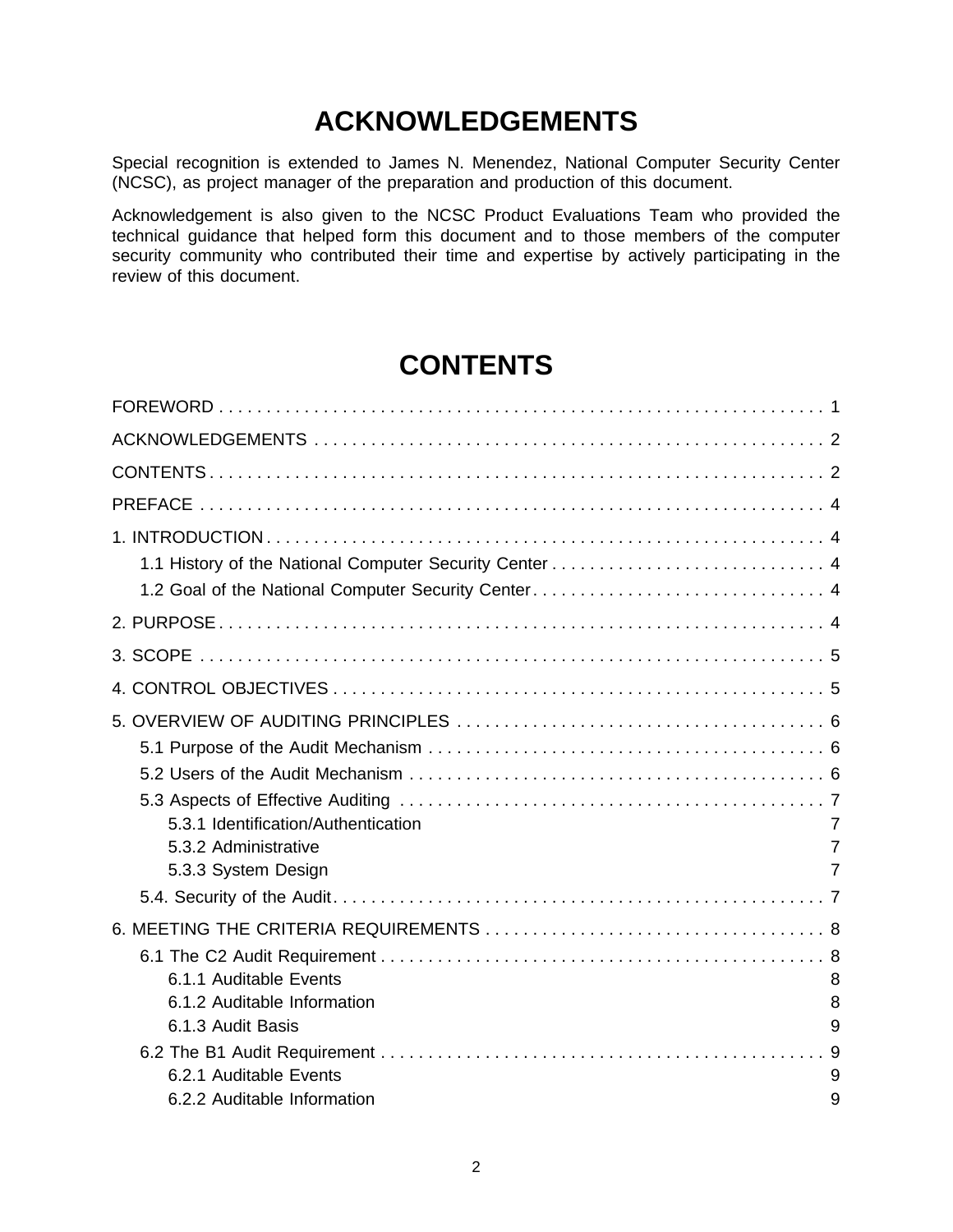# ACKNOWLEDGEMENTS

Special recognition is extended to James N. Menendez, National Computer Security Center (NCSC), as project manager of the preparation and production of this document.

Acknowledgement is also given to the NCSC Product Evaluations Team who provided the technical guidance that helped form this document and to those members of the computer security community who contributed their time and expertise by actively participating in the review of this document.

# CONTENTS

FOREWORD . . . . . . . . . . 1

ACKNOWLEDGEMENTS . . . . . . . . . . 2

CONTENTS . . . . . . . . . . 2

PREFACE . . . . . . . . . . 4

1. INTRODUCTION . . . . . . . . . . 4
   - 1.1 History of the National Computer Security Center . . . . . . . . . . 4
   - 1.2 Goal of the National Computer Security Center . . . . . . . . . . 4

2. PURPOSE . . . . . . . . . . 4

3. SCOPE . . . . . . . . . . 5

4. CONTROL OBJECTIVES . . . . . . . . . . 5

5. OVERVIEW OF AUDITING PRINCIPLES . . . . . . . . . . 6
   - 5.1 Purpose of the Audit Mechanism . . . . . . . . . . 6
   - 5.2 Users of the Audit Mechanism . . . . . . . . . . 6
   - 5.3 Aspects of Effective Auditing . . . . . . . . . . 7
     - 5.3.1 Identification/Authentication 7
     - 5.3.2 Administrative 7
     - 5.3.3 System Design 7
   - 5.4. Security of the Audit . . . . . . . . . . 7

6. MEETING THE CRITERIA REQUIREMENTS . . . . . . . . . . 8
   - 6.1 The C2 Audit Requirement . . . . . . . . . . 8
     - 6.1.1 Auditable Events 8
     - 6.1.2 Auditable Information 8
     - 6.1.3 Audit Basis 9
   - 6.2 The B1 Audit Requirement . . . . . . . . . . 9
     - 6.2.1 Auditable Events 9
     - 6.2.2 Auditable Information 9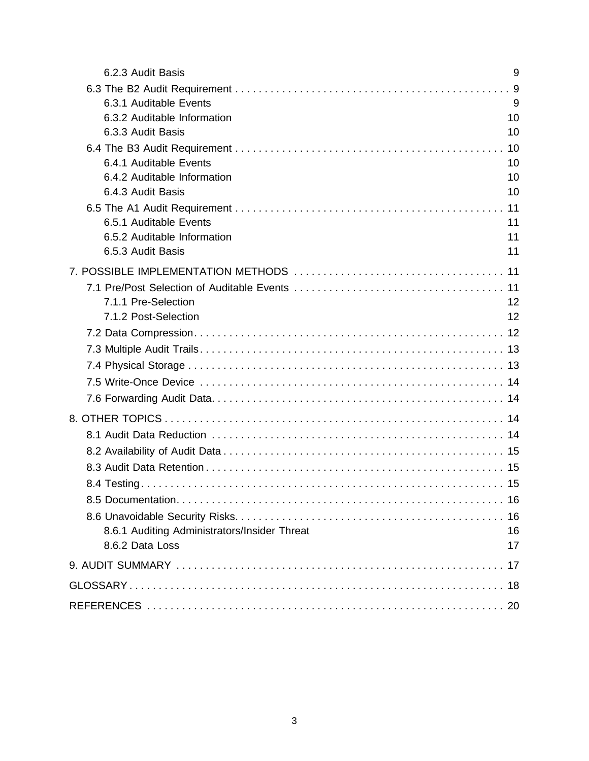6.2.3 Audit Basis 9

6.3 The B2 Audit Requirement . . . . . . . . . . . . . . . . . . . . . . . . . . . . . . . . . . . . . . . . . . . . . 9

6.3.1 Auditable Events 9

6.3.2 Auditable Information 10

6.3.3 Audit Basis 10

6.4 The B3 Audit Requirement . . . . . . . . . . . . . . . . . . . . . . . . . . . . . . . . . . . . . . . . . . . . . 10

6.4.1 Auditable Events 10

6.4.2 Auditable Information 10

6.4.3 Audit Basis 10

6.5 The A1 Audit Requirement . . . . . . . . . . . . . . . . . . . . . . . . . . . . . . . . . . . . . . . . . . . . . 11

6.5.1 Auditable Events 11

6.5.2 Auditable Information 11

6.5.3 Audit Basis 11

7. POSSIBLE IMPLEMENTATION METHODS . . . . . . . . . . . . . . . . . . . . . . . . . . . . . . . . . . . 11

7.1 Pre/Post Selection of Auditable Events . . . . . . . . . . . . . . . . . . . . . . . . . . . . . . . . . . . 11

7.1.1 Pre-Selection 12

7.1.2 Post-Selection 12

7.2 Data Compression. . . . . . . . . . . . . . . . . . . . . . . . . . . . . . . . . . . . . . . . . . . . . . . . . . . . . 12

7.3 Multiple Audit Trails . . . . . . . . . . . . . . . . . . . . . . . . . . . . . . . . . . . . . . . . . . . . . . . . . . . 13

7.4 Physical Storage . . . . . . . . . . . . . . . . . . . . . . . . . . . . . . . . . . . . . . . . . . . . . . . . . . . . . . 13

7.5 Write-Once Device . . . . . . . . . . . . . . . . . . . . . . . . . . . . . . . . . . . . . . . . . . . . . . . . . . . . 14

7.6 Forwarding Audit Data. . . . . . . . . . . . . . . . . . . . . . . . . . . . . . . . . . . . . . . . . . . . . . . . . . 14

8. OTHER TOPICS . . . . . . . . . . . . . . . . . . . . . . . . . . . . . . . . . . . . . . . . . . . . . . . . . . . . . . . . . 14

8.1 Audit Data Reduction . . . . . . . . . . . . . . . . . . . . . . . . . . . . . . . . . . . . . . . . . . . . . . . . . . 14

8.2 Availability of Audit Data . . . . . . . . . . . . . . . . . . . . . . . . . . . . . . . . . . . . . . . . . . . . . . . . 15

8.3 Audit Data Retention . . . . . . . . . . . . . . . . . . . . . . . . . . . . . . . . . . . . . . . . . . . . . . . . . . . 15

8.4 Testing . . . . . . . . . . . . . . . . . . . . . . . . . . . . . . . . . . . . . . . . . . . . . . . . . . . . . . . . . . . . . . 15

8.5 Documentation. . . . . . . . . . . . . . . . . . . . . . . . . . . . . . . . . . . . . . . . . . . . . . . . . . . . . . . . 16

8.6 Unavoidable Security Risks. . . . . . . . . . . . . . . . . . . . . . . . . . . . . . . . . . . . . . . . . . . . . . 16

8.6.1 Auditing Administrators/Insider Threat 16

8.6.2 Data Loss 17

9. AUDIT SUMMARY . . . . . . . . . . . . . . . . . . . . . . . . . . . . . . . . . . . . . . . . . . . . . . . . . . . . . . . 17

GLOSSARY . . . . . . . . . . . . . . . . . . . . . . . . . . . . . . . . . . . . . . . . . . . . . . . . . . . . . . . . . . . . . . 18

REFERENCES . . . . . . . . . . . . . . . . . . . . . . . . . . . . . . . . . . . . . . . . . . . . . . . . . . . . . . . . . . . . 20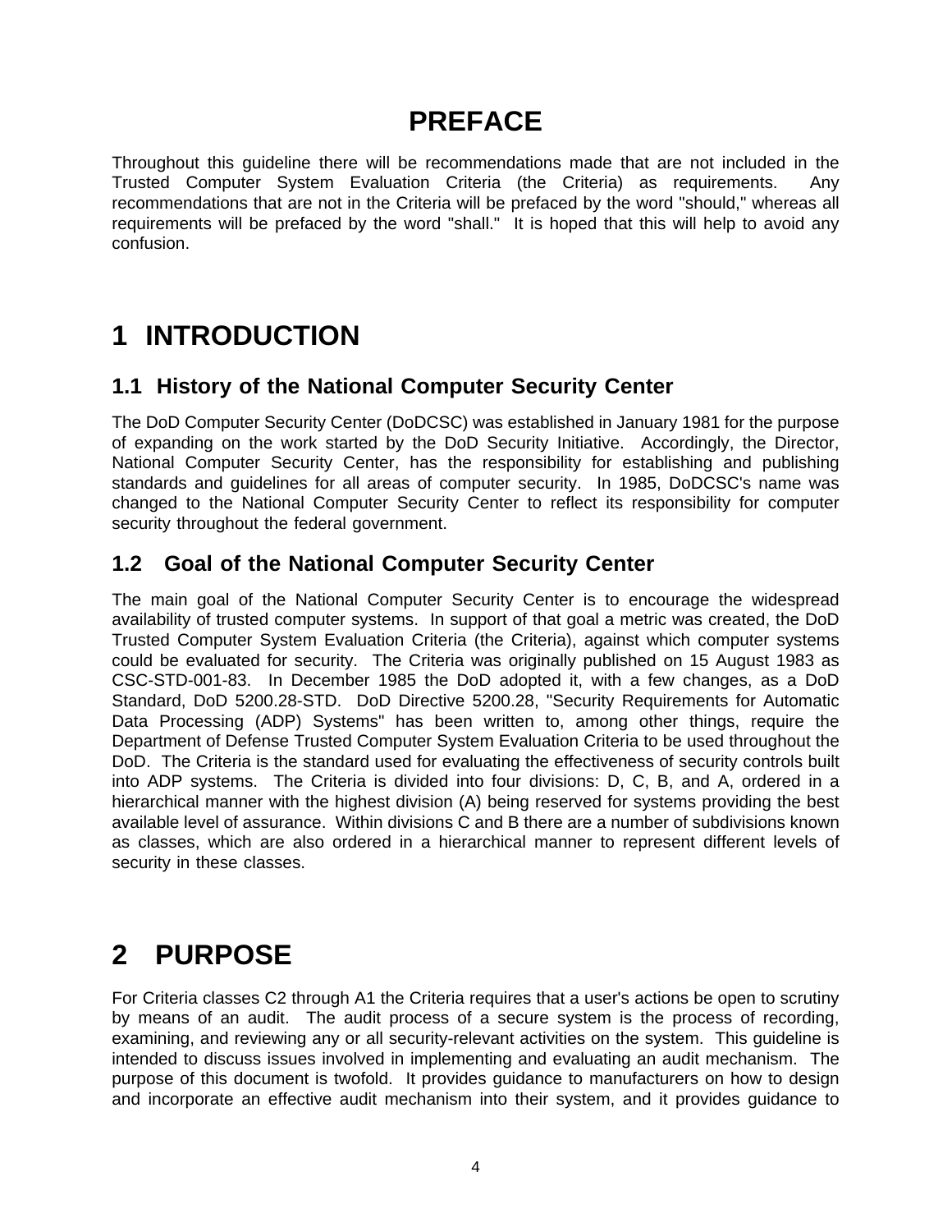# PREFACE

Throughout this guideline there will be recommendations made that are not included in the Trusted Computer System Evaluation Criteria (the Criteria) as requirements. Any recommendations that are not in the Criteria will be prefaced by the word "should," whereas all requirements will be prefaced by the word "shall." It is hoped that this will help to avoid any confusion.

# 1 INTRODUCTION

## 1.1 History of the National Computer Security Center

The DoD Computer Security Center (DoDCSC) was established in January 1981 for the purpose of expanding on the work started by the DoD Security Initiative. Accordingly, the Director, National Computer Security Center, has the responsibility for establishing and publishing standards and guidelines for all areas of computer security. In 1985, DoDCSC's name was changed to the National Computer Security Center to reflect its responsibility for computer security throughout the federal government.

## 1.2 Goal of the National Computer Security Center

The main goal of the National Computer Security Center is to encourage the widespread availability of trusted computer systems. In support of that goal a metric was created, the DoD Trusted Computer System Evaluation Criteria (the Criteria), against which computer systems could be evaluated for security. The Criteria was originally published on 15 August 1983 as CSC-STD-001-83. In December 1985 the DoD adopted it, with a few changes, as a DoD Standard, DoD 5200.28-STD. DoD Directive 5200.28, "Security Requirements for Automatic Data Processing (ADP) Systems" has been written to, among other things, require the Department of Defense Trusted Computer System Evaluation Criteria to be used throughout the DoD. The Criteria is the standard used for evaluating the effectiveness of security controls built into ADP systems. The Criteria is divided into four divisions: D, C, B, and A, ordered in a hierarchical manner with the highest division (A) being reserved for systems providing the best available level of assurance. Within divisions C and B there are a number of subdivisions known as classes, which are also ordered in a hierarchical manner to represent different levels of security in these classes.

# 2 PURPOSE

For Criteria classes C2 through A1 the Criteria requires that a user's actions be open to scrutiny by means of an audit. The audit process of a secure system is the process of recording, examining, and reviewing any or all security-relevant activities on the system. This guideline is intended to discuss issues involved in implementing and evaluating an audit mechanism. The purpose of this document is twofold. It provides guidance to manufacturers on how to design and incorporate an effective audit mechanism into their system, and it provides guidance to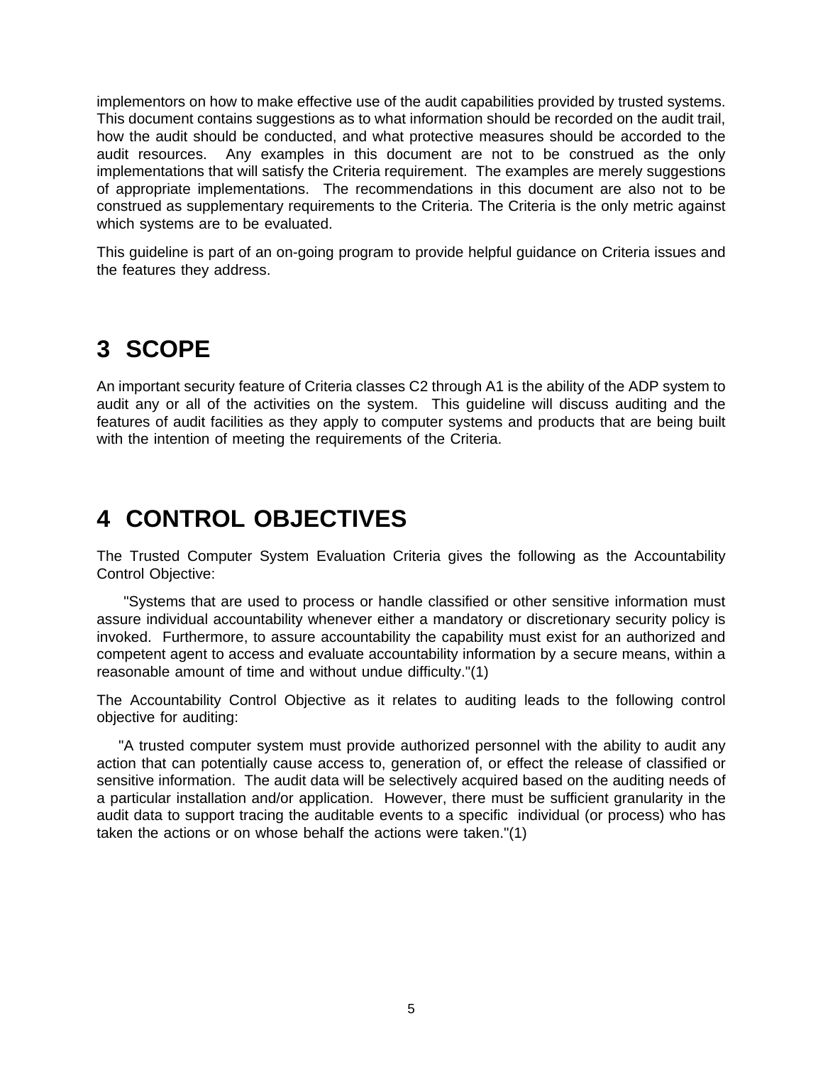implementors on how to make effective use of the audit capabilities provided by trusted systems. This document contains suggestions as to what information should be recorded on the audit trail, how the audit should be conducted, and what protective measures should be accorded to the audit resources. Any examples in this document are not to be construed as the only implementations that will satisfy the Criteria requirement. The examples are merely suggestions of appropriate implementations. The recommendations in this document are also not to be construed as supplementary requirements to the Criteria. The Criteria is the only metric against which systems are to be evaluated.

This guideline is part of an on-going program to provide helpful guidance on Criteria issues and the features they address.

# 3 SCOPE

An important security feature of Criteria classes C2 through A1 is the ability of the ADP system to audit any or all of the activities on the system. This guideline will discuss auditing and the features of audit facilities as they apply to computer systems and products that are being built with the intention of meeting the requirements of the Criteria.

# 4 CONTROL OBJECTIVES

The Trusted Computer System Evaluation Criteria gives the following as the Accountability Control Objective:

"Systems that are used to process or handle classified or other sensitive information must assure individual accountability whenever either a mandatory or discretionary security policy is invoked. Furthermore, to assure accountability the capability must exist for an authorized and competent agent to access and evaluate accountability information by a secure means, within a reasonable amount of time and without undue difficulty."(1)

The Accountability Control Objective as it relates to auditing leads to the following control objective for auditing:

"A trusted computer system must provide authorized personnel with the ability to audit any action that can potentially cause access to, generation of, or effect the release of classified or sensitive information. The audit data will be selectively acquired based on the auditing needs of a particular installation and/or application. However, there must be sufficient granularity in the audit data to support tracing the auditable events to a specific individual (or process) who has taken the actions or on whose behalf the actions were taken."(1)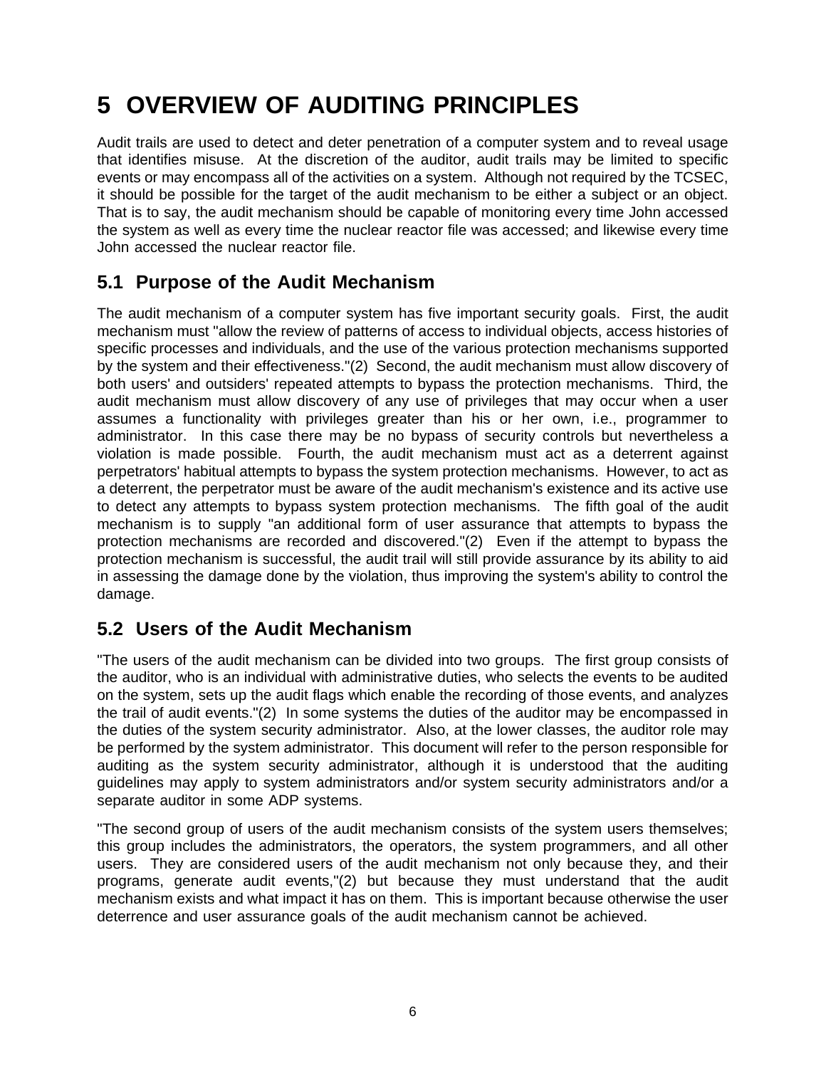# 5 OVERVIEW OF AUDITING PRINCIPLES

Audit trails are used to detect and deter penetration of a computer system and to reveal usage that identifies misuse. At the discretion of the auditor, audit trails may be limited to specific events or may encompass all of the activities on a system. Although not required by the TCSEC, it should be possible for the target of the audit mechanism to be either a subject or an object. That is to say, the audit mechanism should be capable of monitoring every time John accessed the system as well as every time the nuclear reactor file was accessed; and likewise every time John accessed the nuclear reactor file.

## 5.1 Purpose of the Audit Mechanism

The audit mechanism of a computer system has five important security goals. First, the audit mechanism must "allow the review of patterns of access to individual objects, access histories of specific processes and individuals, and the use of the various protection mechanisms supported by the system and their effectiveness."(2) Second, the audit mechanism must allow discovery of both users' and outsiders' repeated attempts to bypass the protection mechanisms. Third, the audit mechanism must allow discovery of any use of privileges that may occur when a user assumes a functionality with privileges greater than his or her own, i.e., programmer to administrator. In this case there may be no bypass of security controls but nevertheless a violation is made possible. Fourth, the audit mechanism must act as a deterrent against perpetrators' habitual attempts to bypass the system protection mechanisms. However, to act as a deterrent, the perpetrator must be aware of the audit mechanism's existence and its active use to detect any attempts to bypass system protection mechanisms. The fifth goal of the audit mechanism is to supply "an additional form of user assurance that attempts to bypass the protection mechanisms are recorded and discovered."(2) Even if the attempt to bypass the protection mechanism is successful, the audit trail will still provide assurance by its ability to aid in assessing the damage done by the violation, thus improving the system's ability to control the damage.

## 5.2 Users of the Audit Mechanism

"The users of the audit mechanism can be divided into two groups. The first group consists of the auditor, who is an individual with administrative duties, who selects the events to be audited on the system, sets up the audit flags which enable the recording of those events, and analyzes the trail of audit events."(2) In some systems the duties of the auditor may be encompassed in the duties of the system security administrator. Also, at the lower classes, the auditor role may be performed by the system administrator. This document will refer to the person responsible for auditing as the system security administrator, although it is understood that the auditing guidelines may apply to system administrators and/or system security administrators and/or a separate auditor in some ADP systems.

"The second group of users of the audit mechanism consists of the system users themselves; this group includes the administrators, the operators, the system programmers, and all other users. They are considered users of the audit mechanism not only because they, and their programs, generate audit events,"(2) but because they must understand that the audit mechanism exists and what impact it has on them. This is important because otherwise the user deterrence and user assurance goals of the audit mechanism cannot be achieved.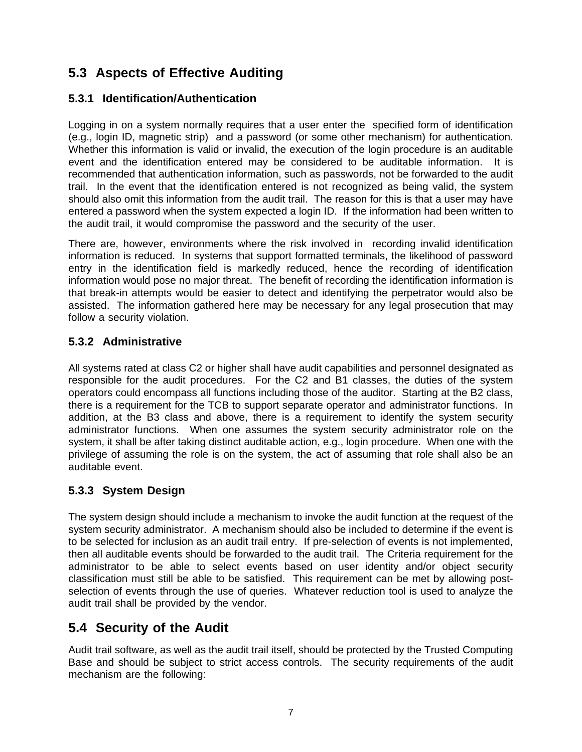## 5.3 Aspects of Effective Auditing

### 5.3.1 Identification/Authentication

Logging in on a system normally requires that a user enter the specified form of identification (e.g., login ID, magnetic strip) and a password (or some other mechanism) for authentication. Whether this information is valid or invalid, the execution of the login procedure is an auditable event and the identification entered may be considered to be auditable information. It is recommended that authentication information, such as passwords, not be forwarded to the audit trail. In the event that the identification entered is not recognized as being valid, the system should also omit this information from the audit trail. The reason for this is that a user may have entered a password when the system expected a login ID. If the information had been written to the audit trail, it would compromise the password and the security of the user.

There are, however, environments where the risk involved in recording invalid identification information is reduced. In systems that support formatted terminals, the likelihood of password entry in the identification field is markedly reduced, hence the recording of identification information would pose no major threat. The benefit of recording the identification information is that break-in attempts would be easier to detect and identifying the perpetrator would also be assisted. The information gathered here may be necessary for any legal prosecution that may follow a security violation.

### 5.3.2 Administrative

All systems rated at class C2 or higher shall have audit capabilities and personnel designated as responsible for the audit procedures. For the C2 and B1 classes, the duties of the system operators could encompass all functions including those of the auditor. Starting at the B2 class, there is a requirement for the TCB to support separate operator and administrator functions. In addition, at the B3 class and above, there is a requirement to identify the system security administrator functions. When one assumes the system security administrator role on the system, it shall be after taking distinct auditable action, e.g., login procedure. When one with the privilege of assuming the role is on the system, the act of assuming that role shall also be an auditable event.

### 5.3.3 System Design

The system design should include a mechanism to invoke the audit function at the request of the system security administrator. A mechanism should also be included to determine if the event is to be selected for inclusion as an audit trail entry. If pre-selection of events is not implemented, then all auditable events should be forwarded to the audit trail. The Criteria requirement for the administrator to be able to select events based on user identity and/or object security classification must still be able to be satisfied. This requirement can be met by allowing post-selection of events through the use of queries. Whatever reduction tool is used to analyze the audit trail shall be provided by the vendor.

## 5.4 Security of the Audit

Audit trail software, as well as the audit trail itself, should be protected by the Trusted Computing Base and should be subject to strict access controls. The security requirements of the audit mechanism are the following: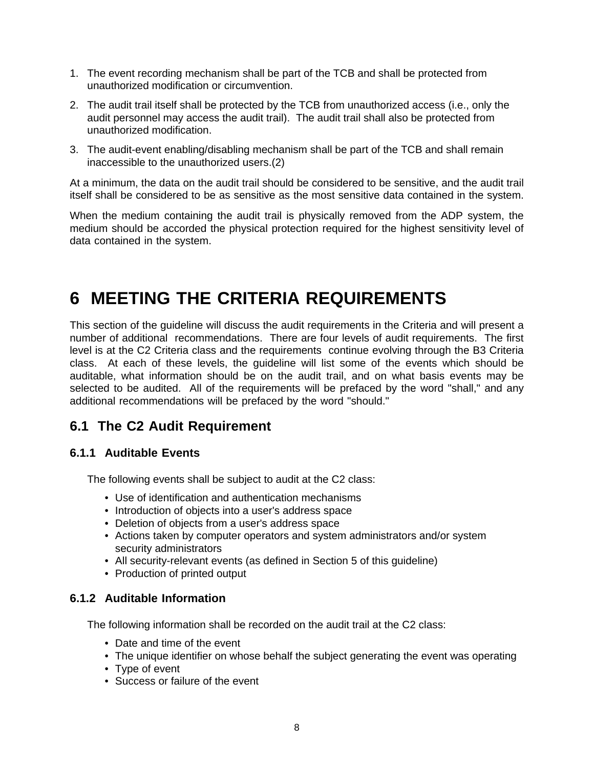1. The event recording mechanism shall be part of the TCB and shall be protected from unauthorized modification or circumvention.
2. The audit trail itself shall be protected by the TCB from unauthorized access (i.e., only the audit personnel may access the audit trail). The audit trail shall also be protected from unauthorized modification.
3. The audit-event enabling/disabling mechanism shall be part of the TCB and shall remain inaccessible to the unauthorized users.(2)

At a minimum, the data on the audit trail should be considered to be sensitive, and the audit trail itself shall be considered to be as sensitive as the most sensitive data contained in the system.

When the medium containing the audit trail is physically removed from the ADP system, the medium should be accorded the physical protection required for the highest sensitivity level of data contained in the system.

# 6 MEETING THE CRITERIA REQUIREMENTS

This section of the guideline will discuss the audit requirements in the Criteria and will present a number of additional recommendations. There are four levels of audit requirements. The first level is at the C2 Criteria class and the requirements continue evolving through the B3 Criteria class. At each of these levels, the guideline will list some of the events which should be auditable, what information should be on the audit trail, and on what basis events may be selected to be audited. All of the requirements will be prefaced by the word "shall," and any additional recommendations will be prefaced by the word "should."

## 6.1 The C2 Audit Requirement

### 6.1.1 Auditable Events

The following events shall be subject to audit at the C2 class:

- Use of identification and authentication mechanisms
- Introduction of objects into a user's address space
- Deletion of objects from a user's address space
- Actions taken by computer operators and system administrators and/or system security administrators
- All security-relevant events (as defined in Section 5 of this guideline)
- Production of printed output

### 6.1.2 Auditable Information

The following information shall be recorded on the audit trail at the C2 class:

- Date and time of the event
- The unique identifier on whose behalf the subject generating the event was operating
- Type of event
- Success or failure of the event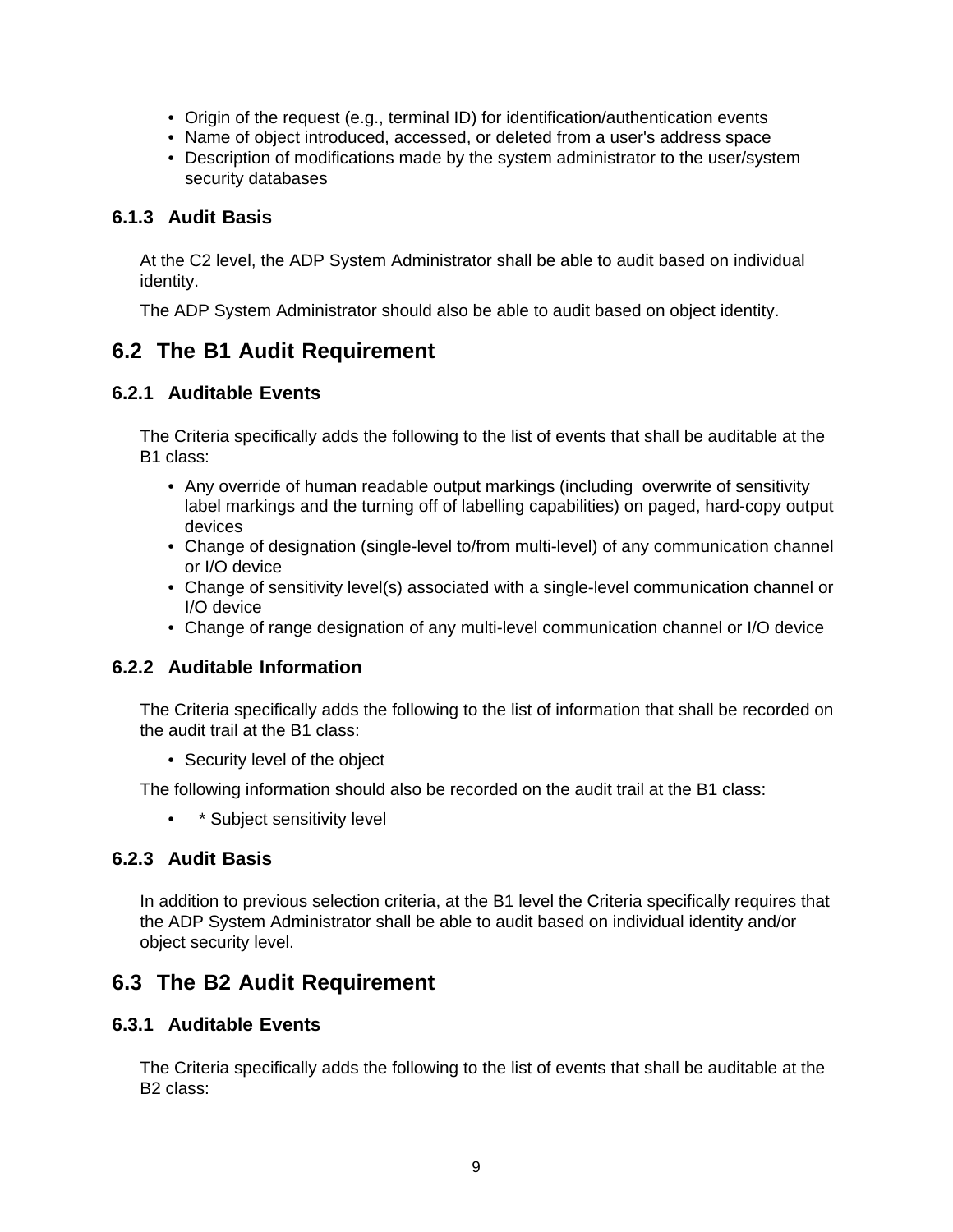- Origin of the request (e.g., terminal ID) for identification/authentication events
- Name of object introduced, accessed, or deleted from a user's address space
- Description of modifications made by the system administrator to the user/system security databases

### 6.1.3 Audit Basis

At the C2 level, the ADP System Administrator shall be able to audit based on individual identity.

The ADP System Administrator should also be able to audit based on object identity.

## 6.2 The B1 Audit Requirement

### 6.2.1 Auditable Events

The Criteria specifically adds the following to the list of events that shall be auditable at the B1 class:

- Any override of human readable output markings (including overwrite of sensitivity label markings and the turning off of labelling capabilities) on paged, hard-copy output devices
- Change of designation (single-level to/from multi-level) of any communication channel or I/O device
- Change of sensitivity level(s) associated with a single-level communication channel or I/O device
- Change of range designation of any multi-level communication channel or I/O device

### 6.2.2 Auditable Information

The Criteria specifically adds the following to the list of information that shall be recorded on the audit trail at the B1 class:

- Security level of the object

The following information should also be recorded on the audit trail at the B1 class:

- * Subject sensitivity level

### 6.2.3 Audit Basis

In addition to previous selection criteria, at the B1 level the Criteria specifically requires that the ADP System Administrator shall be able to audit based on individual identity and/or object security level.

## 6.3 The B2 Audit Requirement

### 6.3.1 Auditable Events

The Criteria specifically adds the following to the list of events that shall be auditable at the B2 class: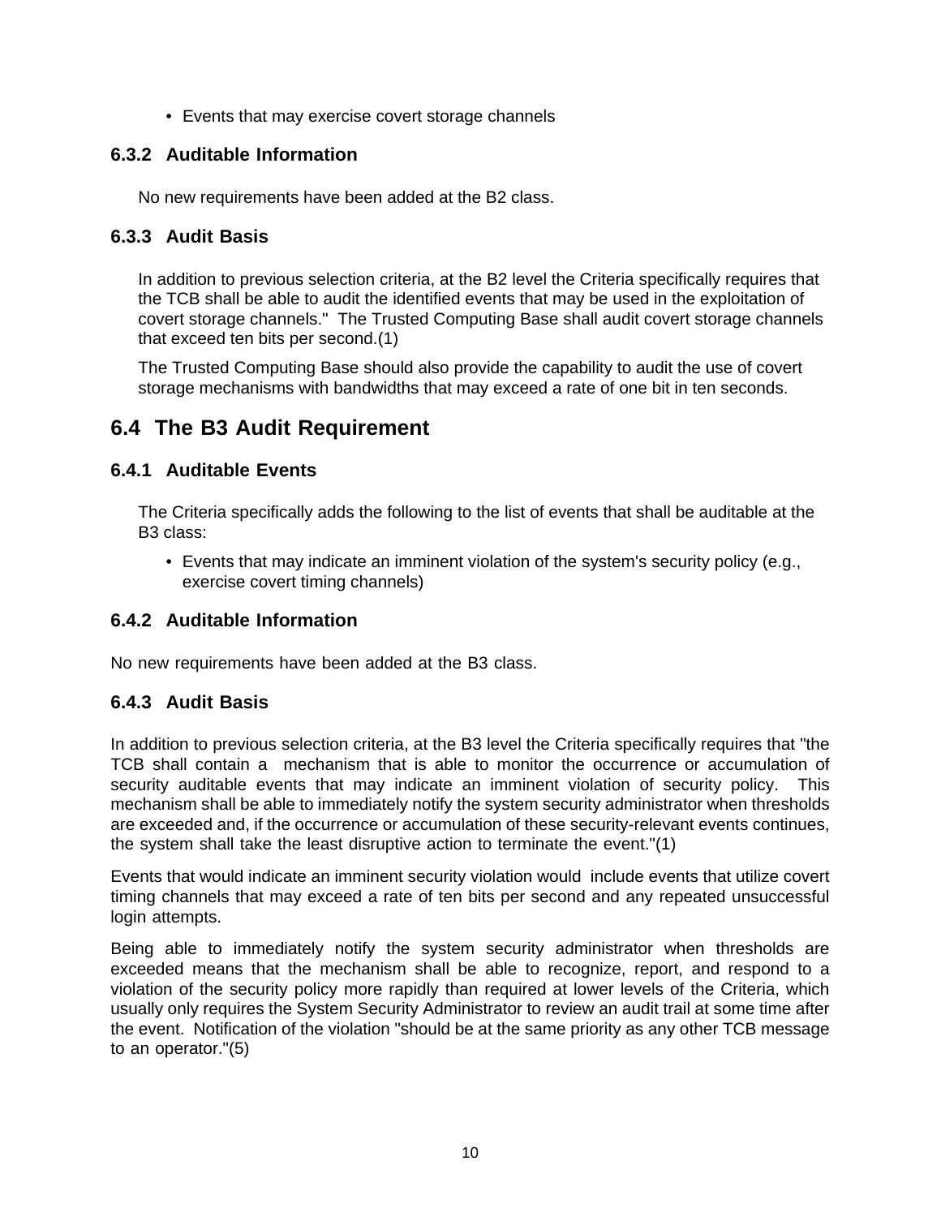- Events that may exercise covert storage channels

### 6.3.2 Auditable Information

No new requirements have been added at the B2 class.

### 6.3.3 Audit Basis

In addition to previous selection criteria, at the B2 level the Criteria specifically requires that the TCB shall be able to audit the identified events that may be used in the exploitation of covert storage channels." The Trusted Computing Base shall audit covert storage channels that exceed ten bits per second.(1)

The Trusted Computing Base should also provide the capability to audit the use of covert storage mechanisms with bandwidths that may exceed a rate of one bit in ten seconds.

## 6.4 The B3 Audit Requirement

### 6.4.1 Auditable Events

The Criteria specifically adds the following to the list of events that shall be auditable at the B3 class:

- Events that may indicate an imminent violation of the system's security policy (e.g., exercise covert timing channels)

### 6.4.2 Auditable Information

No new requirements have been added at the B3 class.

### 6.4.3 Audit Basis

In addition to previous selection criteria, at the B3 level the Criteria specifically requires that "the TCB shall contain a mechanism that is able to monitor the occurrence or accumulation of security auditable events that may indicate an imminent violation of security policy. This mechanism shall be able to immediately notify the system security administrator when thresholds are exceeded and, if the occurrence or accumulation of these security-relevant events continues, the system shall take the least disruptive action to terminate the event."(1)

Events that would indicate an imminent security violation would include events that utilize covert timing channels that may exceed a rate of ten bits per second and any repeated unsuccessful login attempts.

Being able to immediately notify the system security administrator when thresholds are exceeded means that the mechanism shall be able to recognize, report, and respond to a violation of the security policy more rapidly than required at lower levels of the Criteria, which usually only requires the System Security Administrator to review an audit trail at some time after the event. Notification of the violation "should be at the same priority as any other TCB message to an operator."(5)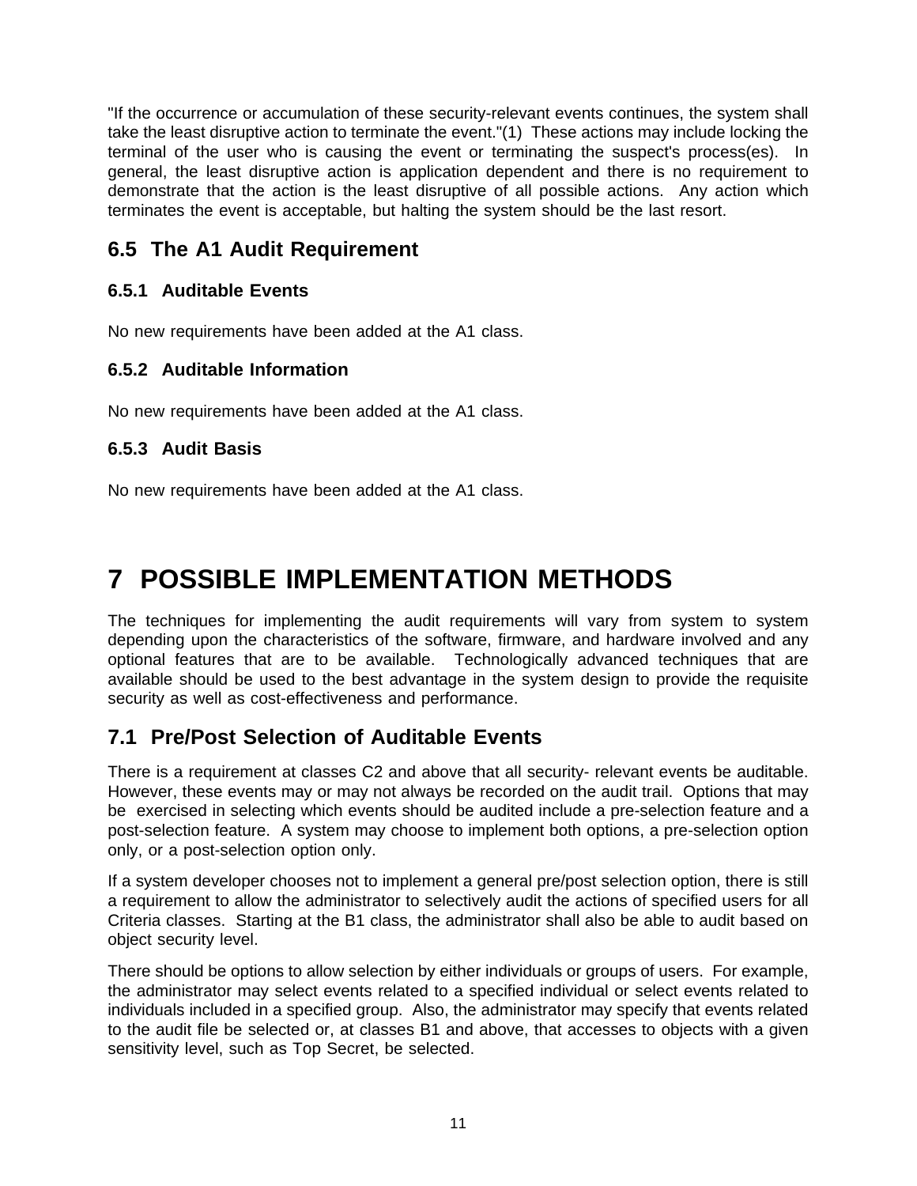"If the occurrence or accumulation of these security-relevant events continues, the system shall take the least disruptive action to terminate the event."(1) These actions may include locking the terminal of the user who is causing the event or terminating the suspect's process(es). In general, the least disruptive action is application dependent and there is no requirement to demonstrate that the action is the least disruptive of all possible actions. Any action which terminates the event is acceptable, but halting the system should be the last resort.

## 6.5 The A1 Audit Requirement

### 6.5.1 Auditable Events

No new requirements have been added at the A1 class.

### 6.5.2 Auditable Information

No new requirements have been added at the A1 class.

### 6.5.3 Audit Basis

No new requirements have been added at the A1 class.

# 7 POSSIBLE IMPLEMENTATION METHODS

The techniques for implementing the audit requirements will vary from system to system depending upon the characteristics of the software, firmware, and hardware involved and any optional features that are to be available. Technologically advanced techniques that are available should be used to the best advantage in the system design to provide the requisite security as well as cost-effectiveness and performance.

## 7.1 Pre/Post Selection of Auditable Events

There is a requirement at classes C2 and above that all security- relevant events be auditable. However, these events may or may not always be recorded on the audit trail. Options that may be exercised in selecting which events should be audited include a pre-selection feature and a post-selection feature. A system may choose to implement both options, a pre-selection option only, or a post-selection option only.

If a system developer chooses not to implement a general pre/post selection option, there is still a requirement to allow the administrator to selectively audit the actions of specified users for all Criteria classes. Starting at the B1 class, the administrator shall also be able to audit based on object security level.

There should be options to allow selection by either individuals or groups of users. For example, the administrator may select events related to a specified individual or select events related to individuals included in a specified group. Also, the administrator may specify that events related to the audit file be selected or, at classes B1 and above, that accesses to objects with a given sensitivity level, such as Top Secret, be selected.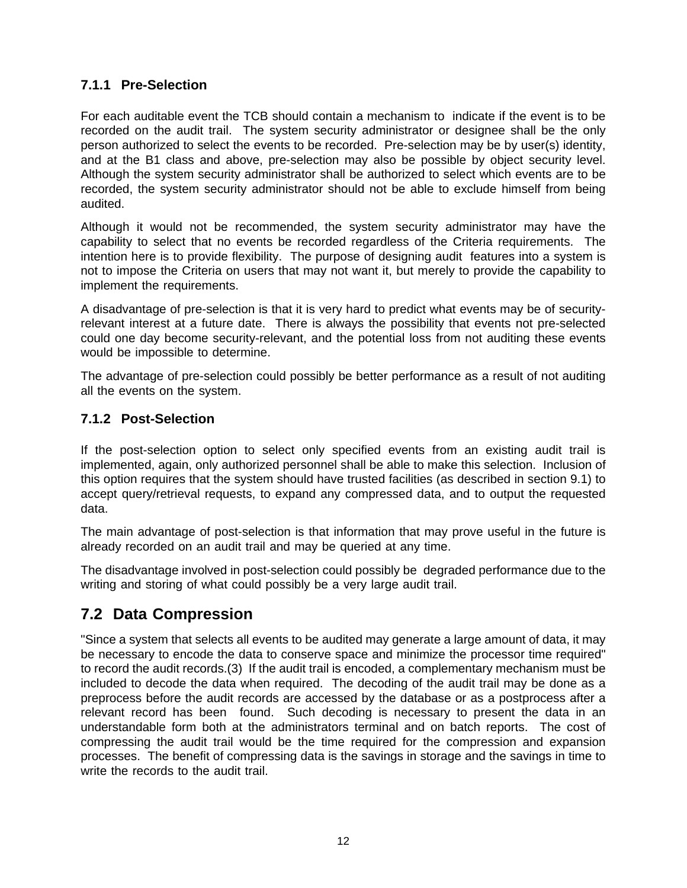### 7.1.1 Pre-Selection

For each auditable event the TCB should contain a mechanism to indicate if the event is to be recorded on the audit trail. The system security administrator or designee shall be the only person authorized to select the events to be recorded. Pre-selection may be by user(s) identity, and at the B1 class and above, pre-selection may also be possible by object security level. Although the system security administrator shall be authorized to select which events are to be recorded, the system security administrator should not be able to exclude himself from being audited.

Although it would not be recommended, the system security administrator may have the capability to select that no events be recorded regardless of the Criteria requirements. The intention here is to provide flexibility. The purpose of designing audit features into a system is not to impose the Criteria on users that may not want it, but merely to provide the capability to implement the requirements.

A disadvantage of pre-selection is that it is very hard to predict what events may be of security-relevant interest at a future date. There is always the possibility that events not pre-selected could one day become security-relevant, and the potential loss from not auditing these events would be impossible to determine.

The advantage of pre-selection could possibly be better performance as a result of not auditing all the events on the system.

### 7.1.2 Post-Selection

If the post-selection option to select only specified events from an existing audit trail is implemented, again, only authorized personnel shall be able to make this selection. Inclusion of this option requires that the system should have trusted facilities (as described in section 9.1) to accept query/retrieval requests, to expand any compressed data, and to output the requested data.

The main advantage of post-selection is that information that may prove useful in the future is already recorded on an audit trail and may be queried at any time.

The disadvantage involved in post-selection could possibly be degraded performance due to the writing and storing of what could possibly be a very large audit trail.

## 7.2 Data Compression

"Since a system that selects all events to be audited may generate a large amount of data, it may be necessary to encode the data to conserve space and minimize the processor time required" to record the audit records.(3) If the audit trail is encoded, a complementary mechanism must be included to decode the data when required. The decoding of the audit trail may be done as a preprocess before the audit records are accessed by the database or as a postprocess after a relevant record has been found. Such decoding is necessary to present the data in an understandable form both at the administrators terminal and on batch reports. The cost of compressing the audit trail would be the time required for the compression and expansion processes. The benefit of compressing data is the savings in storage and the savings in time to write the records to the audit trail.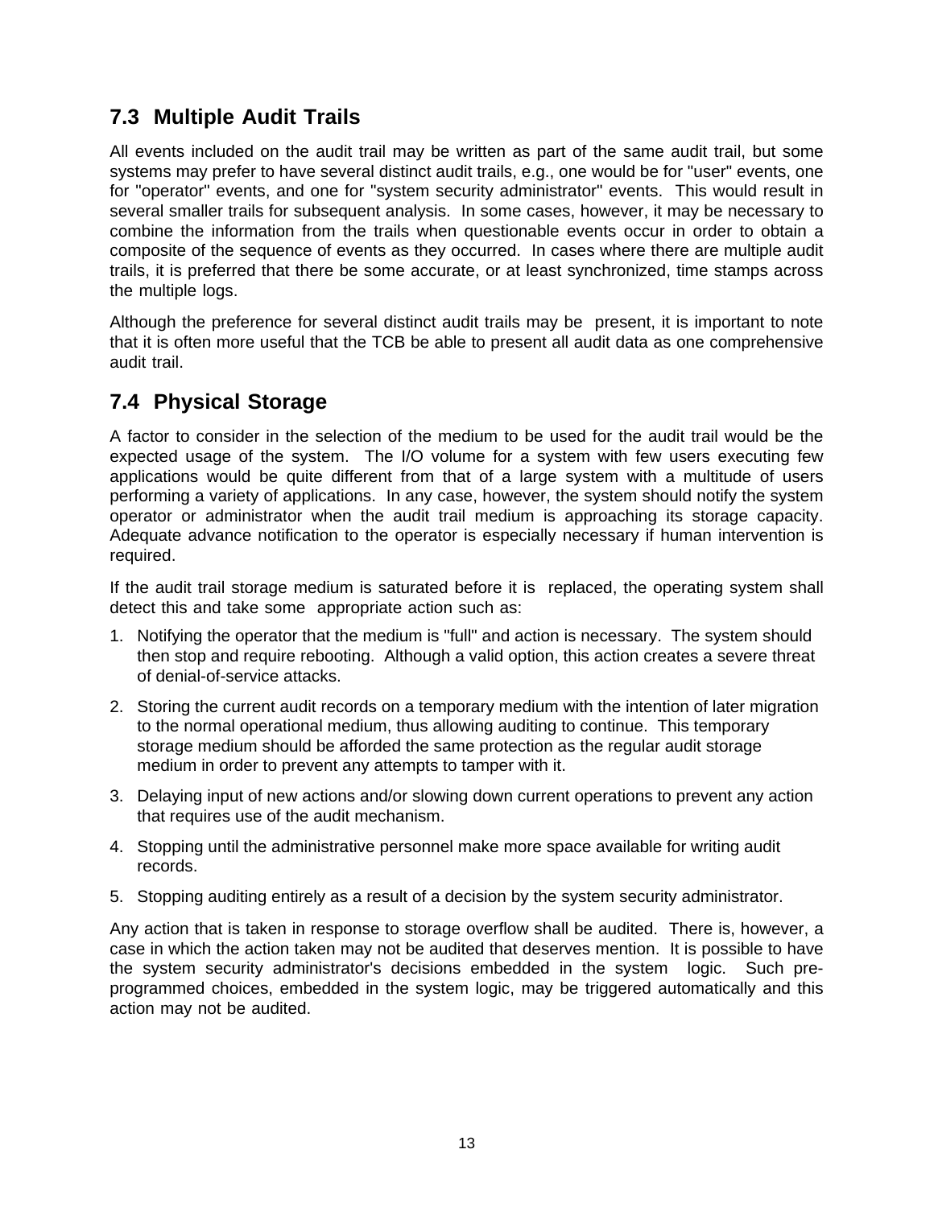## 7.3 Multiple Audit Trails

All events included on the audit trail may be written as part of the same audit trail, but some systems may prefer to have several distinct audit trails, e.g., one would be for "user" events, one for "operator" events, and one for "system security administrator" events. This would result in several smaller trails for subsequent analysis. In some cases, however, it may be necessary to combine the information from the trails when questionable events occur in order to obtain a composite of the sequence of events as they occurred. In cases where there are multiple audit trails, it is preferred that there be some accurate, or at least synchronized, time stamps across the multiple logs.

Although the preference for several distinct audit trails may be present, it is important to note that it is often more useful that the TCB be able to present all audit data as one comprehensive audit trail.

## 7.4 Physical Storage

A factor to consider in the selection of the medium to be used for the audit trail would be the expected usage of the system. The I/O volume for a system with few users executing few applications would be quite different from that of a large system with a multitude of users performing a variety of applications. In any case, however, the system should notify the system operator or administrator when the audit trail medium is approaching its storage capacity. Adequate advance notification to the operator is especially necessary if human intervention is required.

If the audit trail storage medium is saturated before it is replaced, the operating system shall detect this and take some appropriate action such as:

1. Notifying the operator that the medium is "full" and action is necessary. The system should then stop and require rebooting. Although a valid option, this action creates a severe threat of denial-of-service attacks.
2. Storing the current audit records on a temporary medium with the intention of later migration to the normal operational medium, thus allowing auditing to continue. This temporary storage medium should be afforded the same protection as the regular audit storage medium in order to prevent any attempts to tamper with it.
3. Delaying input of new actions and/or slowing down current operations to prevent any action that requires use of the audit mechanism.
4. Stopping until the administrative personnel make more space available for writing audit records.
5. Stopping auditing entirely as a result of a decision by the system security administrator.

Any action that is taken in response to storage overflow shall be audited. There is, however, a case in which the action taken may not be audited that deserves mention. It is possible to have the system security administrator's decisions embedded in the system logic. Such pre-programmed choices, embedded in the system logic, may be triggered automatically and this action may not be audited.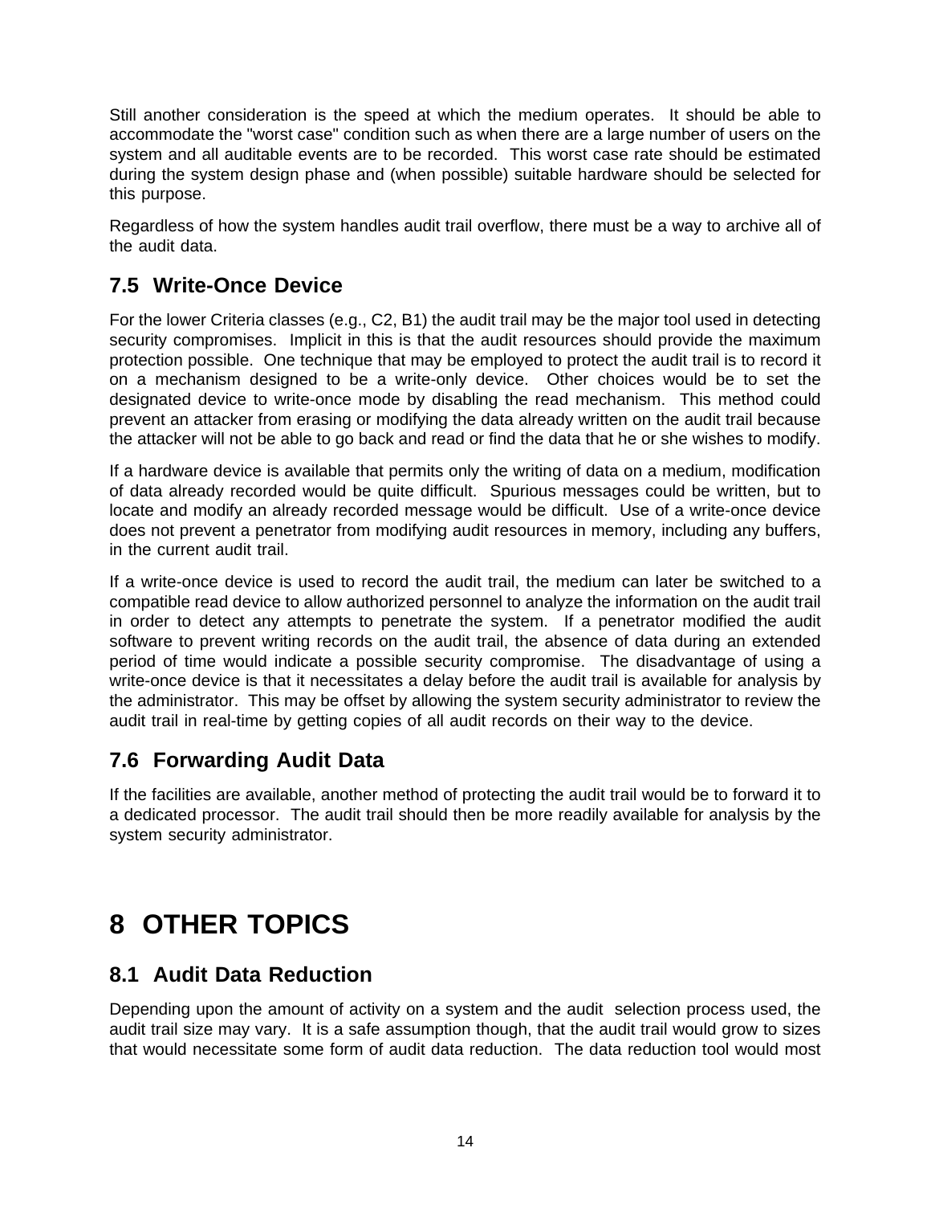Still another consideration is the speed at which the medium operates. It should be able to accommodate the "worst case" condition such as when there are a large number of users on the system and all auditable events are to be recorded. This worst case rate should be estimated during the system design phase and (when possible) suitable hardware should be selected for this purpose.

Regardless of how the system handles audit trail overflow, there must be a way to archive all of the audit data.

## 7.5 Write-Once Device

For the lower Criteria classes (e.g., C2, B1) the audit trail may be the major tool used in detecting security compromises. Implicit in this is that the audit resources should provide the maximum protection possible. One technique that may be employed to protect the audit trail is to record it on a mechanism designed to be a write-only device. Other choices would be to set the designated device to write-once mode by disabling the read mechanism. This method could prevent an attacker from erasing or modifying the data already written on the audit trail because the attacker will not be able to go back and read or find the data that he or she wishes to modify.

If a hardware device is available that permits only the writing of data on a medium, modification of data already recorded would be quite difficult. Spurious messages could be written, but to locate and modify an already recorded message would be difficult. Use of a write-once device does not prevent a penetrator from modifying audit resources in memory, including any buffers, in the current audit trail.

If a write-once device is used to record the audit trail, the medium can later be switched to a compatible read device to allow authorized personnel to analyze the information on the audit trail in order to detect any attempts to penetrate the system. If a penetrator modified the audit software to prevent writing records on the audit trail, the absence of data during an extended period of time would indicate a possible security compromise. The disadvantage of using a write-once device is that it necessitates a delay before the audit trail is available for analysis by the administrator. This may be offset by allowing the system security administrator to review the audit trail in real-time by getting copies of all audit records on their way to the device.

## 7.6 Forwarding Audit Data

If the facilities are available, another method of protecting the audit trail would be to forward it to a dedicated processor. The audit trail should then be more readily available for analysis by the system security administrator.

# 8 OTHER TOPICS

## 8.1 Audit Data Reduction

Depending upon the amount of activity on a system and the audit selection process used, the audit trail size may vary. It is a safe assumption though, that the audit trail would grow to sizes that would necessitate some form of audit data reduction. The data reduction tool would most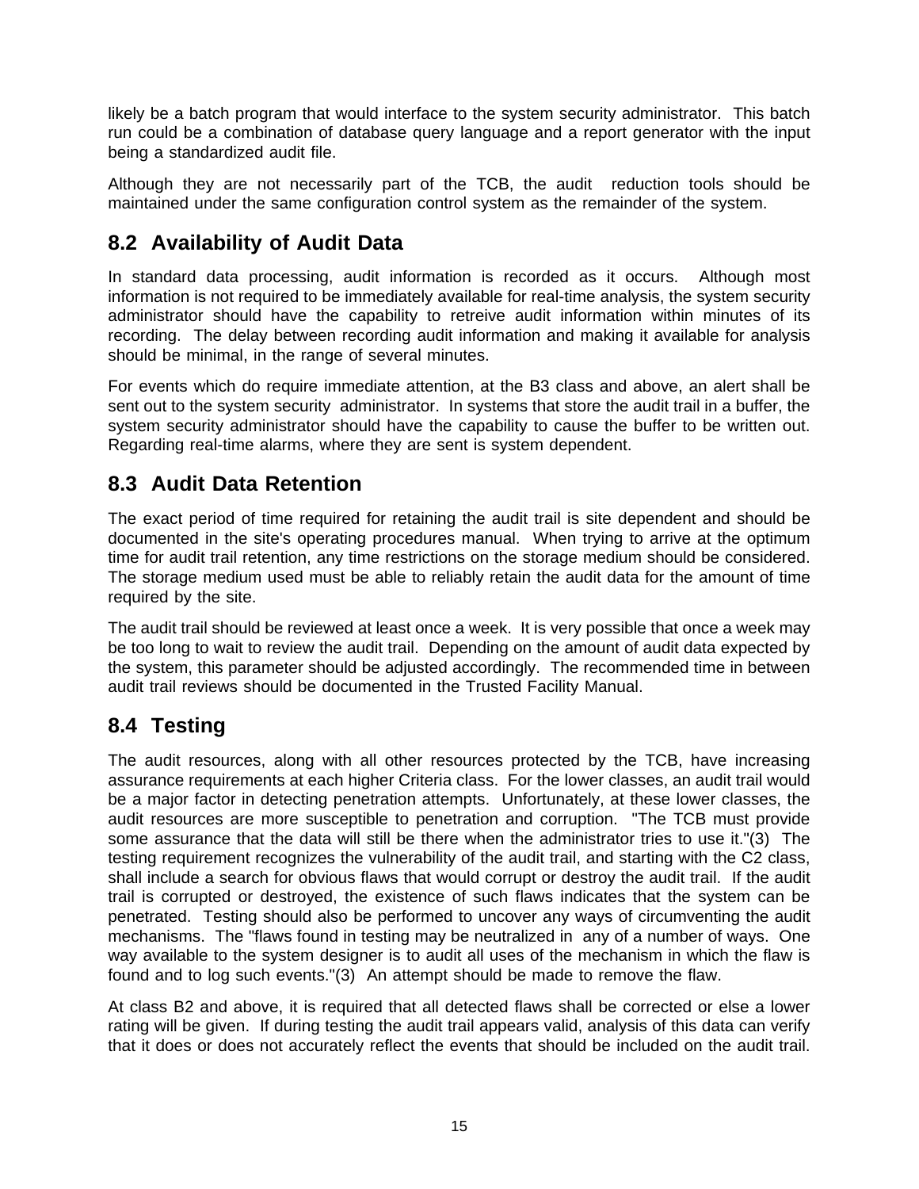likely be a batch program that would interface to the system security administrator. This batch run could be a combination of database query language and a report generator with the input being a standardized audit file.

Although they are not necessarily part of the TCB, the audit reduction tools should be maintained under the same configuration control system as the remainder of the system.

## 8.2 Availability of Audit Data

In standard data processing, audit information is recorded as it occurs. Although most information is not required to be immediately available for real-time analysis, the system security administrator should have the capability to retreive audit information within minutes of its recording. The delay between recording audit information and making it available for analysis should be minimal, in the range of several minutes.

For events which do require immediate attention, at the B3 class and above, an alert shall be sent out to the system security administrator. In systems that store the audit trail in a buffer, the system security administrator should have the capability to cause the buffer to be written out. Regarding real-time alarms, where they are sent is system dependent.

## 8.3 Audit Data Retention

The exact period of time required for retaining the audit trail is site dependent and should be documented in the site's operating procedures manual. When trying to arrive at the optimum time for audit trail retention, any time restrictions on the storage medium should be considered. The storage medium used must be able to reliably retain the audit data for the amount of time required by the site.

The audit trail should be reviewed at least once a week. It is very possible that once a week may be too long to wait to review the audit trail. Depending on the amount of audit data expected by the system, this parameter should be adjusted accordingly. The recommended time in between audit trail reviews should be documented in the Trusted Facility Manual.

## 8.4 Testing

The audit resources, along with all other resources protected by the TCB, have increasing assurance requirements at each higher Criteria class. For the lower classes, an audit trail would be a major factor in detecting penetration attempts. Unfortunately, at these lower classes, the audit resources are more susceptible to penetration and corruption. "The TCB must provide some assurance that the data will still be there when the administrator tries to use it."(3) The testing requirement recognizes the vulnerability of the audit trail, and starting with the C2 class, shall include a search for obvious flaws that would corrupt or destroy the audit trail. If the audit trail is corrupted or destroyed, the existence of such flaws indicates that the system can be penetrated. Testing should also be performed to uncover any ways of circumventing the audit mechanisms. The "flaws found in testing may be neutralized in any of a number of ways. One way available to the system designer is to audit all uses of the mechanism in which the flaw is found and to log such events."(3) An attempt should be made to remove the flaw.

At class B2 and above, it is required that all detected flaws shall be corrected or else a lower rating will be given. If during testing the audit trail appears valid, analysis of this data can verify that it does or does not accurately reflect the events that should be included on the audit trail.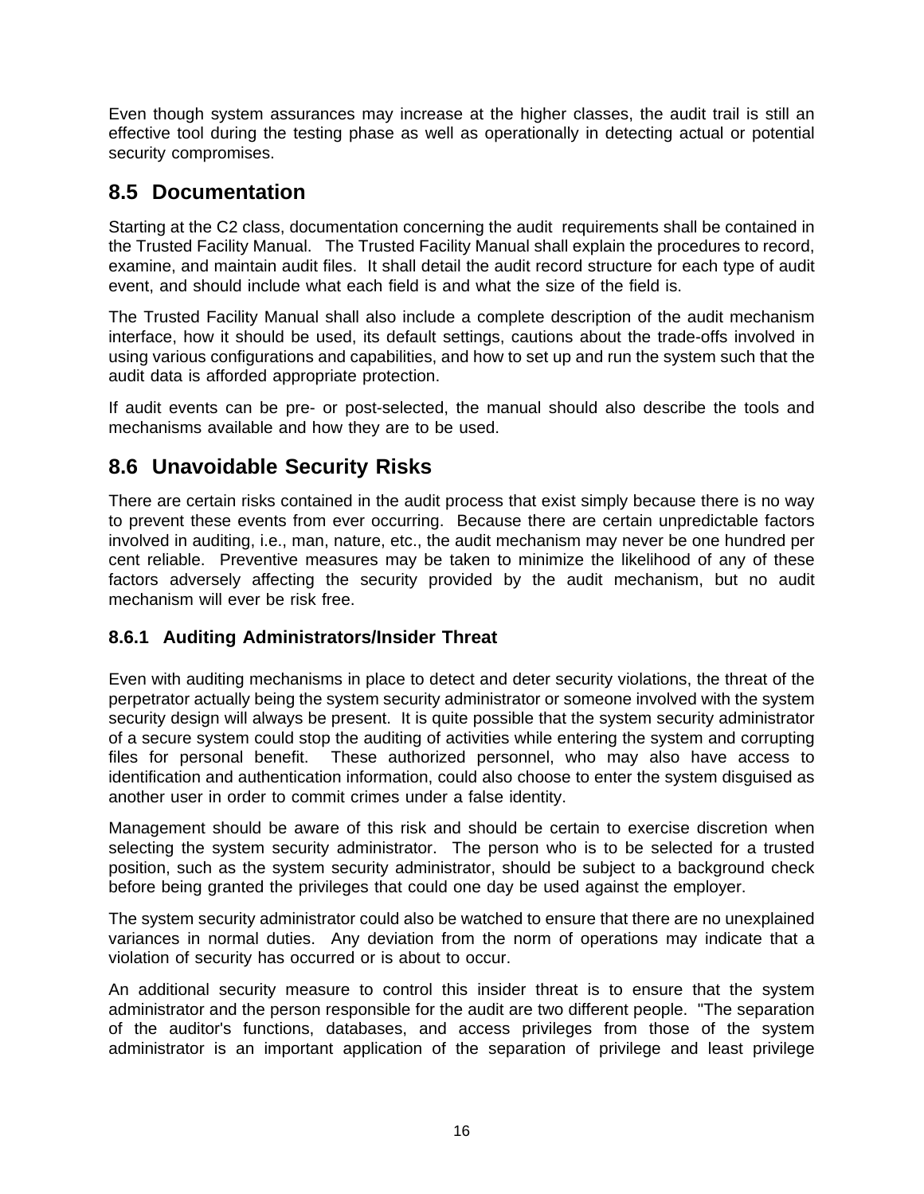Even though system assurances may increase at the higher classes, the audit trail is still an effective tool during the testing phase as well as operationally in detecting actual or potential security compromises.

## 8.5 Documentation

Starting at the C2 class, documentation concerning the audit requirements shall be contained in the Trusted Facility Manual. The Trusted Facility Manual shall explain the procedures to record, examine, and maintain audit files. It shall detail the audit record structure for each type of audit event, and should include what each field is and what the size of the field is.

The Trusted Facility Manual shall also include a complete description of the audit mechanism interface, how it should be used, its default settings, cautions about the trade-offs involved in using various configurations and capabilities, and how to set up and run the system such that the audit data is afforded appropriate protection.

If audit events can be pre- or post-selected, the manual should also describe the tools and mechanisms available and how they are to be used.

## 8.6 Unavoidable Security Risks

There are certain risks contained in the audit process that exist simply because there is no way to prevent these events from ever occurring. Because there are certain unpredictable factors involved in auditing, i.e., man, nature, etc., the audit mechanism may never be one hundred per cent reliable. Preventive measures may be taken to minimize the likelihood of any of these factors adversely affecting the security provided by the audit mechanism, but no audit mechanism will ever be risk free.

### 8.6.1 Auditing Administrators/Insider Threat

Even with auditing mechanisms in place to detect and deter security violations, the threat of the perpetrator actually being the system security administrator or someone involved with the system security design will always be present. It is quite possible that the system security administrator of a secure system could stop the auditing of activities while entering the system and corrupting files for personal benefit. These authorized personnel, who may also have access to identification and authentication information, could also choose to enter the system disguised as another user in order to commit crimes under a false identity.

Management should be aware of this risk and should be certain to exercise discretion when selecting the system security administrator. The person who is to be selected for a trusted position, such as the system security administrator, should be subject to a background check before being granted the privileges that could one day be used against the employer.

The system security administrator could also be watched to ensure that there are no unexplained variances in normal duties. Any deviation from the norm of operations may indicate that a violation of security has occurred or is about to occur.

An additional security measure to control this insider threat is to ensure that the system administrator and the person responsible for the audit are two different people. "The separation of the auditor's functions, databases, and access privileges from those of the system administrator is an important application of the separation of privilege and least privilege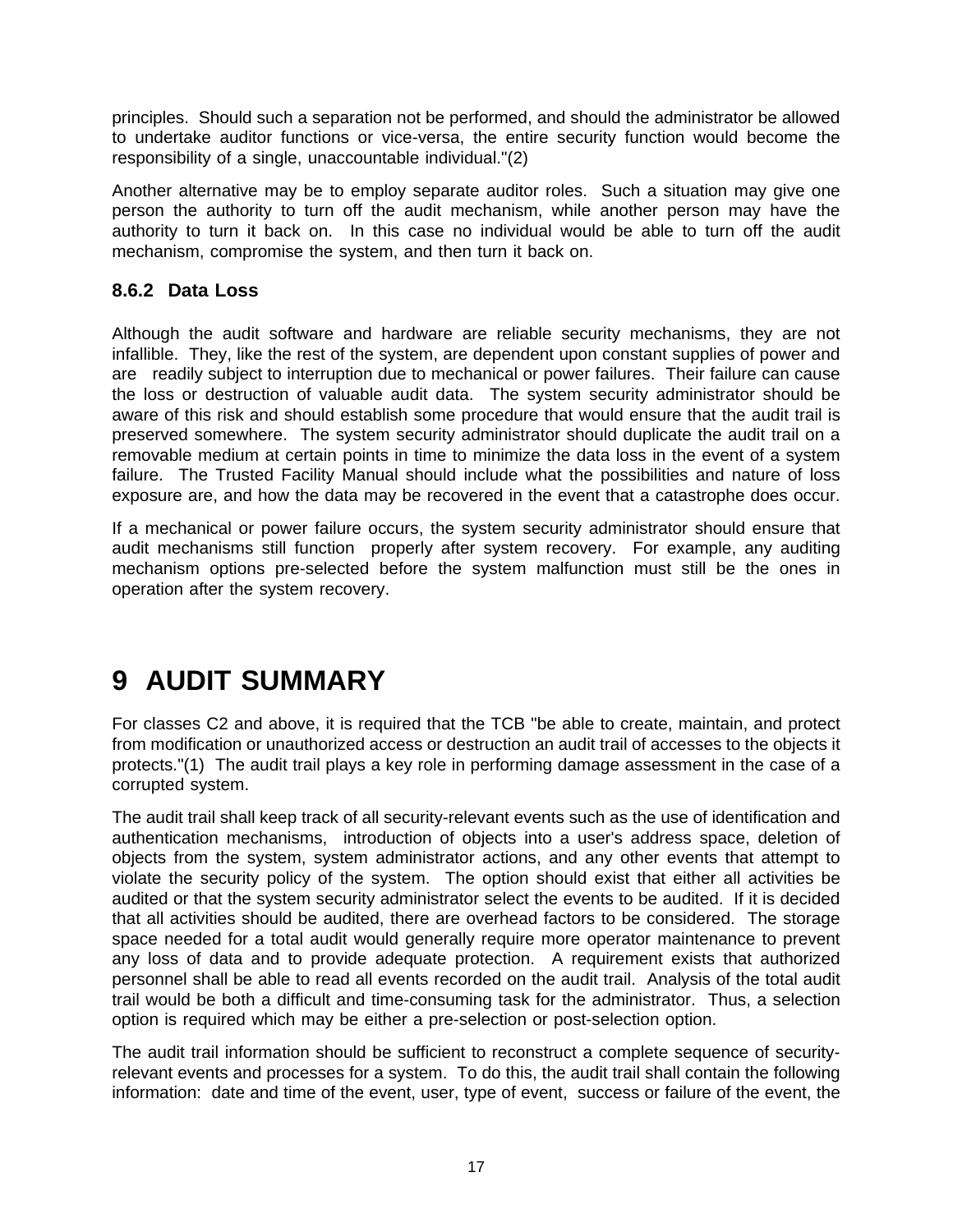principles. Should such a separation not be performed, and should the administrator be allowed to undertake auditor functions or vice-versa, the entire security function would become the responsibility of a single, unaccountable individual."(2)

Another alternative may be to employ separate auditor roles. Such a situation may give one person the authority to turn off the audit mechanism, while another person may have the authority to turn it back on. In this case no individual would be able to turn off the audit mechanism, compromise the system, and then turn it back on.

### 8.6.2 Data Loss

Although the audit software and hardware are reliable security mechanisms, they are not infallible. They, like the rest of the system, are dependent upon constant supplies of power and are readily subject to interruption due to mechanical or power failures. Their failure can cause the loss or destruction of valuable audit data. The system security administrator should be aware of this risk and should establish some procedure that would ensure that the audit trail is preserved somewhere. The system security administrator should duplicate the audit trail on a removable medium at certain points in time to minimize the data loss in the event of a system failure. The Trusted Facility Manual should include what the possibilities and nature of loss exposure are, and how the data may be recovered in the event that a catastrophe does occur.

If a mechanical or power failure occurs, the system security administrator should ensure that audit mechanisms still function properly after system recovery. For example, any auditing mechanism options pre-selected before the system malfunction must still be the ones in operation after the system recovery.

# 9 AUDIT SUMMARY

For classes C2 and above, it is required that the TCB "be able to create, maintain, and protect from modification or unauthorized access or destruction an audit trail of accesses to the objects it protects."(1) The audit trail plays a key role in performing damage assessment in the case of a corrupted system.

The audit trail shall keep track of all security-relevant events such as the use of identification and authentication mechanisms, introduction of objects into a user's address space, deletion of objects from the system, system administrator actions, and any other events that attempt to violate the security policy of the system. The option should exist that either all activities be audited or that the system security administrator select the events to be audited. If it is decided that all activities should be audited, there are overhead factors to be considered. The storage space needed for a total audit would generally require more operator maintenance to prevent any loss of data and to provide adequate protection. A requirement exists that authorized personnel shall be able to read all events recorded on the audit trail. Analysis of the total audit trail would be both a difficult and time-consuming task for the administrator. Thus, a selection option is required which may be either a pre-selection or post-selection option.

The audit trail information should be sufficient to reconstruct a complete sequence of security-relevant events and processes for a system. To do this, the audit trail shall contain the following information: date and time of the event, user, type of event, success or failure of the event, the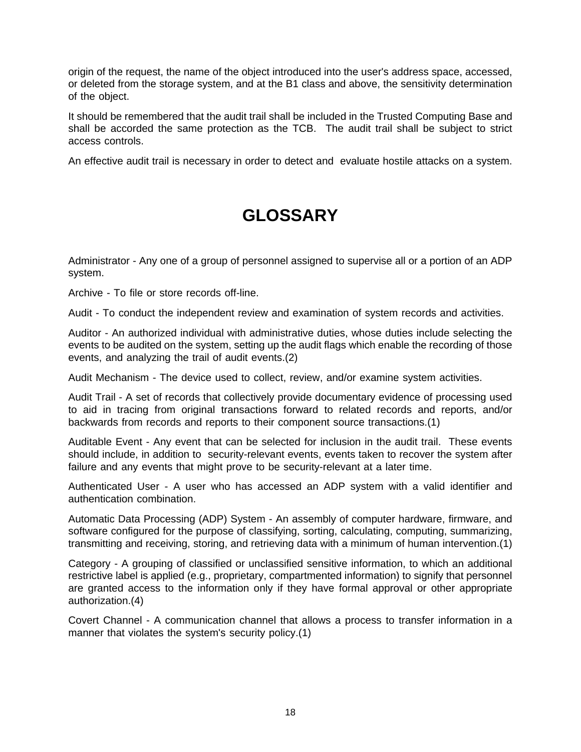origin of the request, the name of the object introduced into the user's address space, accessed, or deleted from the storage system, and at the B1 class and above, the sensitivity determination of the object.

It should be remembered that the audit trail shall be included in the Trusted Computing Base and shall be accorded the same protection as the TCB. The audit trail shall be subject to strict access controls.

An effective audit trail is necessary in order to detect and evaluate hostile attacks on a system.

# GLOSSARY

Administrator - Any one of a group of personnel assigned to supervise all or a portion of an ADP system.

Archive - To file or store records off-line.

Audit - To conduct the independent review and examination of system records and activities.

Auditor - An authorized individual with administrative duties, whose duties include selecting the events to be audited on the system, setting up the audit flags which enable the recording of those events, and analyzing the trail of audit events.(2)

Audit Mechanism - The device used to collect, review, and/or examine system activities.

Audit Trail - A set of records that collectively provide documentary evidence of processing used to aid in tracing from original transactions forward to related records and reports, and/or backwards from records and reports to their component source transactions.(1)

Auditable Event - Any event that can be selected for inclusion in the audit trail. These events should include, in addition to security-relevant events, events taken to recover the system after failure and any events that might prove to be security-relevant at a later time.

Authenticated User - A user who has accessed an ADP system with a valid identifier and authentication combination.

Automatic Data Processing (ADP) System - An assembly of computer hardware, firmware, and software configured for the purpose of classifying, sorting, calculating, computing, summarizing, transmitting and receiving, storing, and retrieving data with a minimum of human intervention.(1)

Category - A grouping of classified or unclassified sensitive information, to which an additional restrictive label is applied (e.g., proprietary, compartmented information) to signify that personnel are granted access to the information only if they have formal approval or other appropriate authorization.(4)

Covert Channel - A communication channel that allows a process to transfer information in a manner that violates the system's security policy.(1)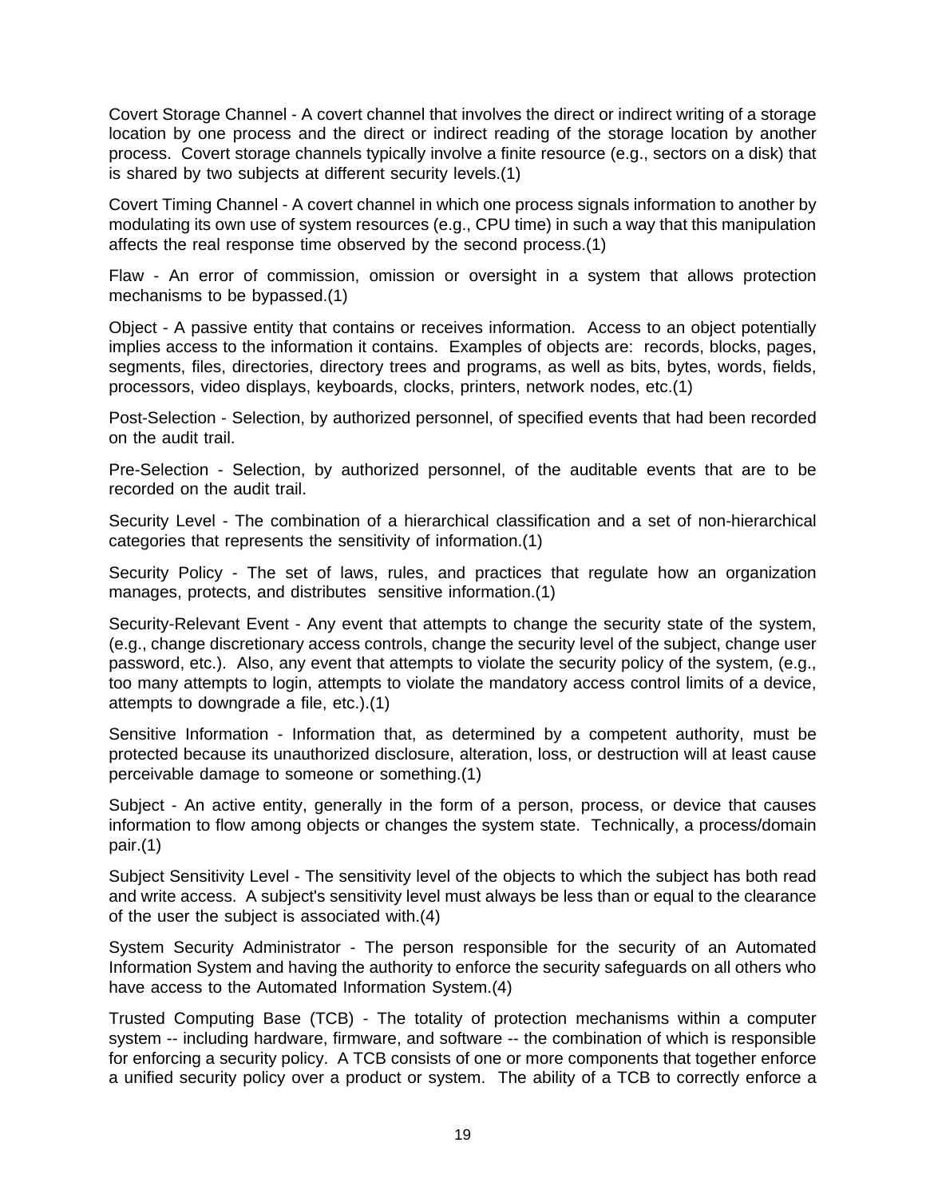Covert Storage Channel - A covert channel that involves the direct or indirect writing of a storage location by one process and the direct or indirect reading of the storage location by another process. Covert storage channels typically involve a finite resource (e.g., sectors on a disk) that is shared by two subjects at different security levels.(1)

Covert Timing Channel - A covert channel in which one process signals information to another by modulating its own use of system resources (e.g., CPU time) in such a way that this manipulation affects the real response time observed by the second process.(1)

Flaw - An error of commission, omission or oversight in a system that allows protection mechanisms to be bypassed.(1)

Object - A passive entity that contains or receives information. Access to an object potentially implies access to the information it contains. Examples of objects are: records, blocks, pages, segments, files, directories, directory trees and programs, as well as bits, bytes, words, fields, processors, video displays, keyboards, clocks, printers, network nodes, etc.(1)

Post-Selection - Selection, by authorized personnel, of specified events that had been recorded on the audit trail.

Pre-Selection - Selection, by authorized personnel, of the auditable events that are to be recorded on the audit trail.

Security Level - The combination of a hierarchical classification and a set of non-hierarchical categories that represents the sensitivity of information.(1)

Security Policy - The set of laws, rules, and practices that regulate how an organization manages, protects, and distributes sensitive information.(1)

Security-Relevant Event - Any event that attempts to change the security state of the system, (e.g., change discretionary access controls, change the security level of the subject, change user password, etc.). Also, any event that attempts to violate the security policy of the system, (e.g., too many attempts to login, attempts to violate the mandatory access control limits of a device, attempts to downgrade a file, etc.).(1)

Sensitive Information - Information that, as determined by a competent authority, must be protected because its unauthorized disclosure, alteration, loss, or destruction will at least cause perceivable damage to someone or something.(1)

Subject - An active entity, generally in the form of a person, process, or device that causes information to flow among objects or changes the system state. Technically, a process/domain pair.(1)

Subject Sensitivity Level - The sensitivity level of the objects to which the subject has both read and write access. A subject's sensitivity level must always be less than or equal to the clearance of the user the subject is associated with.(4)

System Security Administrator - The person responsible for the security of an Automated Information System and having the authority to enforce the security safeguards on all others who have access to the Automated Information System.(4)

Trusted Computing Base (TCB) - The totality of protection mechanisms within a computer system -- including hardware, firmware, and software -- the combination of which is responsible for enforcing a security policy. A TCB consists of one or more components that together enforce a unified security policy over a product or system. The ability of a TCB to correctly enforce a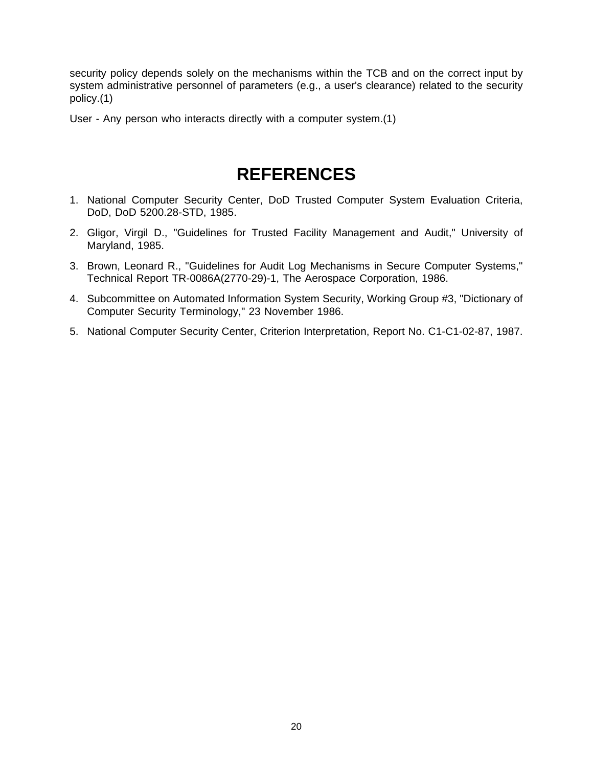security policy depends solely on the mechanisms within the TCB and on the correct input by system administrative personnel of parameters (e.g., a user's clearance) related to the security policy.(1)

User - Any person who interacts directly with a computer system.(1)

# REFERENCES

1. National Computer Security Center, DoD Trusted Computer System Evaluation Criteria, DoD, DoD 5200.28-STD, 1985.
2. Gligor, Virgil D., "Guidelines for Trusted Facility Management and Audit," University of Maryland, 1985.
3. Brown, Leonard R., "Guidelines for Audit Log Mechanisms in Secure Computer Systems," Technical Report TR-0086A(2770-29)-1, The Aerospace Corporation, 1986.
4. Subcommittee on Automated Information System Security, Working Group #3, "Dictionary of Computer Security Terminology," 23 November 1986.
5. National Computer Security Center, Criterion Interpretation, Report No. C1-C1-02-87, 1987.